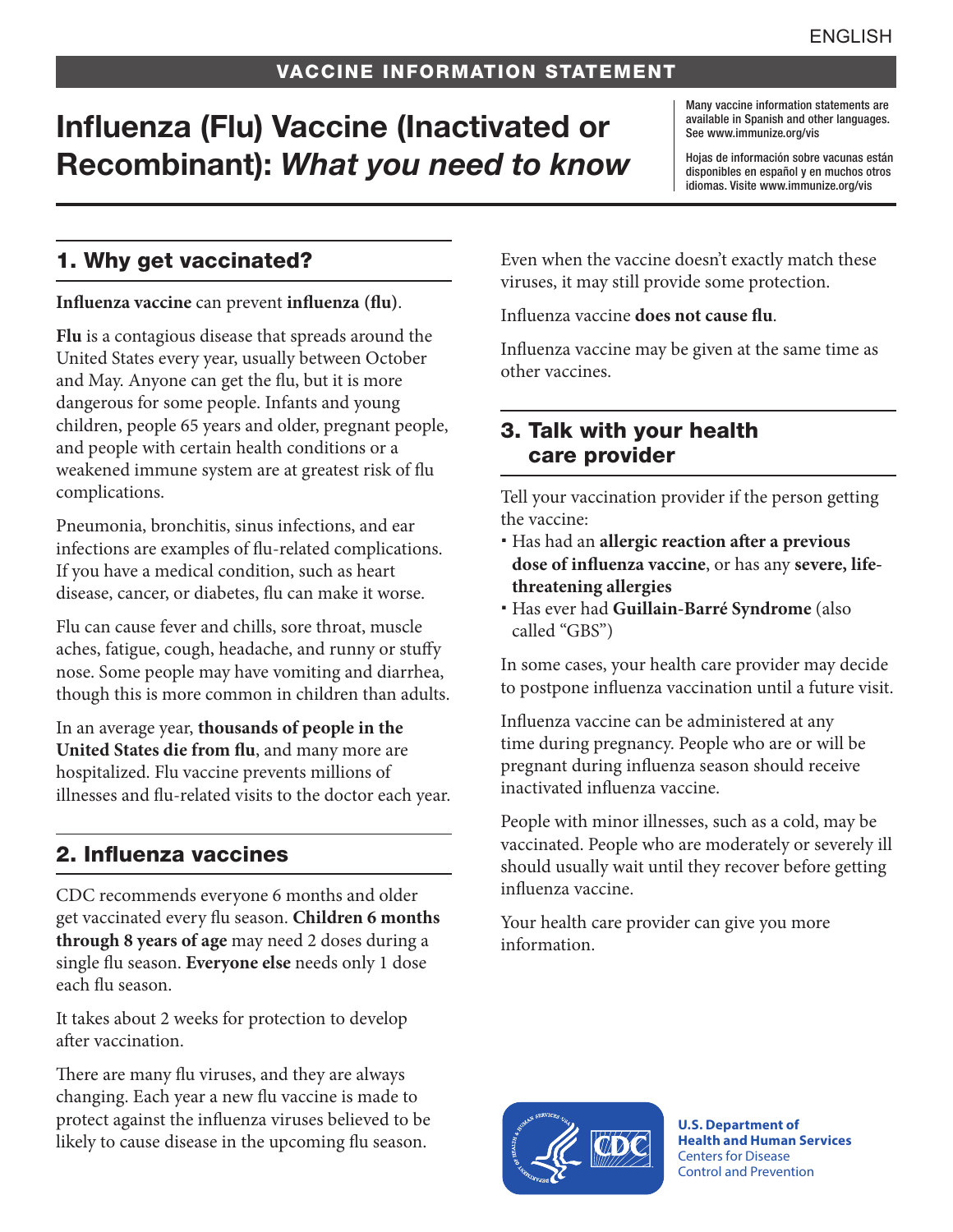ENGLISH

**VACCINE INFORMATION STATEMENT**

# Influenza (Flu) Vaccine (Inactivated or Recombinant): *What you need to know*

Many vaccine information statements are available in Spanish and other languages. See www.immunize.org/vis

Hojas de información sobre vacunas están disponibles en español y en muchos otros idiomas. Visite www.immunize.org/vis

## 1. Why get vaccinated?

**Influenza vaccine** can prevent **influenza (flu)**.

**Flu** is a contagious disease that spreads around the United States every year, usually between October and May. Anyone can get the flu, but it is more dangerous for some people. Infants and young children, people 65 years and older, pregnant people, and people with certain health conditions or a weakened immune system are at greatest risk of flu complications.

Pneumonia, bronchitis, sinus infections, and ear infections are examples of flu-related complications. If you have a medical condition, such as heart disease, cancer, or diabetes, flu can make it worse.

Flu can cause fever and chills, sore throat, muscle aches, fatigue, cough, headache, and runny or stuffy nose. Some people may have vomiting and diarrhea, though this is more common in children than adults.

In an average year, **thousands of people in the United States die from flu**, and many more are hospitalized. Flu vaccine prevents millions of illnesses and flu-related visits to the doctor each year.

## 2. Influenza vaccines

CDC recommends everyone 6 months and older get vaccinated every flu season. **Children 6 months through 8 years of age** may need 2 doses during a single flu season. **Everyone else** needs only 1 dose each flu season.

It takes about 2 weeks for protection to develop after vaccination.

There are many flu viruses, and they are always changing. Each year a new flu vaccine is made to protect against the influenza viruses believed to be likely to cause disease in the upcoming flu season. Even when the vaccine doesn't exactly match these viruses, it may still provide some protection.

Influenza vaccine **does not cause flu**.

Influenza vaccine may be given at the same time as other vaccines.

## 3. Talk with your health care provider

Tell your vaccination provider if the person getting the vaccine:

- Has had an **allergic reaction after a previous dose of influenza vaccine**, or has any **severe, life-threatening allergies**
- Has ever had **Guillain-Barré Syndrome** (also called "GBS")

In some cases, your health care provider may decide to postpone influenza vaccination until a future visit.

Influenza vaccine can be administered at any time during pregnancy. People who are or will be pregnant during influenza season should receive inactivated influenza vaccine.

People with minor illnesses, such as a cold, may be vaccinated. People who are moderately or severely ill should usually wait until they recover before getting influenza vaccine.

Your health care provider can give you more information.

**U.S. Department of Health and Human Services**
Centers for Disease Control and Prevention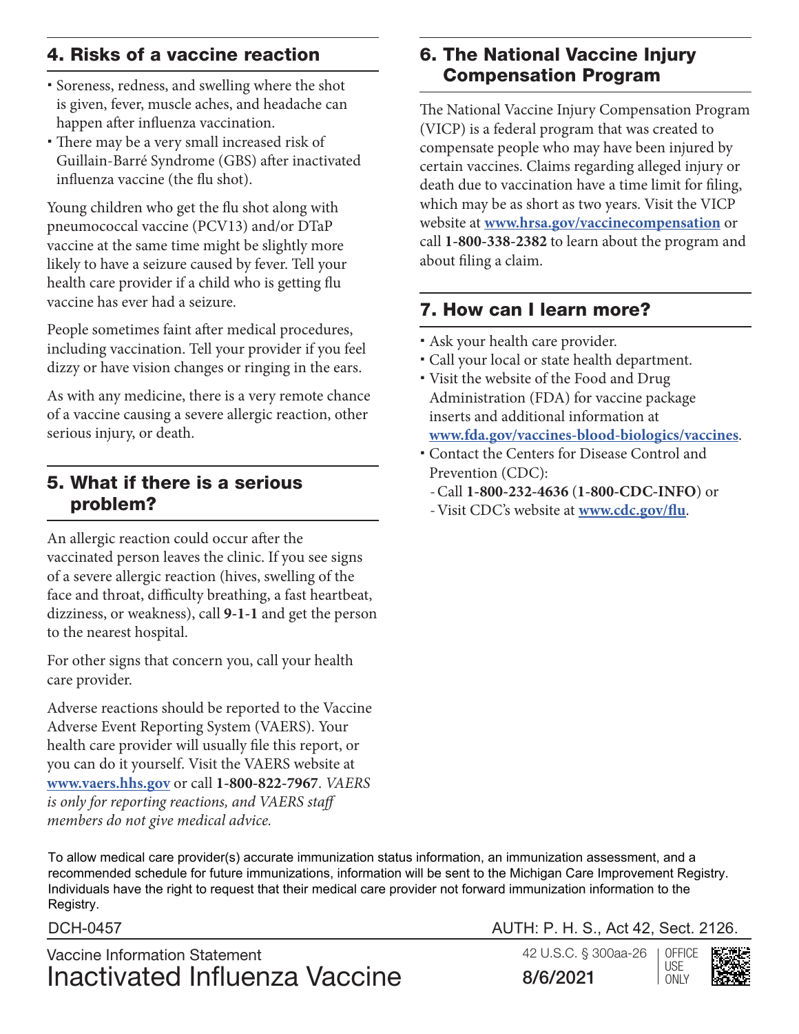## 4. Risks of a vaccine reaction

- Soreness, redness, and swelling where the shot is given, fever, muscle aches, and headache can happen after influenza vaccination.
- There may be a very small increased risk of Guillain-Barré Syndrome (GBS) after inactivated influenza vaccine (the flu shot).

Young children who get the flu shot along with pneumococcal vaccine (PCV13) and/or DTaP vaccine at the same time might be slightly more likely to have a seizure caused by fever. Tell your health care provider if a child who is getting flu vaccine has ever had a seizure.

People sometimes faint after medical procedures, including vaccination. Tell your provider if you feel dizzy or have vision changes or ringing in the ears.

As with any medicine, there is a very remote chance of a vaccine causing a severe allergic reaction, other serious injury, or death.

## 5. What if there is a serious problem?

An allergic reaction could occur after the vaccinated person leaves the clinic. If you see signs of a severe allergic reaction (hives, swelling of the face and throat, difficulty breathing, a fast heartbeat, dizziness, or weakness), call **9-1-1** and get the person to the nearest hospital.

For other signs that concern you, call your health care provider.

Adverse reactions should be reported to the Vaccine Adverse Event Reporting System (VAERS). Your health care provider will usually file this report, or you can do it yourself. Visit the VAERS website at **www.vaers.hhs.gov** or call **1-800-822-7967**. *VAERS is only for reporting reactions, and VAERS staff members do not give medical advice.*

## 6. The National Vaccine Injury Compensation Program

The National Vaccine Injury Compensation Program (VICP) is a federal program that was created to compensate people who may have been injured by certain vaccines. Claims regarding alleged injury or death due to vaccination have a time limit for filing, which may be as short as two years. Visit the VICP website at **www.hrsa.gov/vaccinecompensation** or call **1-800-338-2382** to learn about the program and about filing a claim.

## 7. How can I learn more?

- Ask your health care provider.
- Call your local or state health department.
- Visit the website of the Food and Drug Administration (FDA) for vaccine package inserts and additional information at **www.fda.gov/vaccines-blood-biologics/vaccines**.
- Contact the Centers for Disease Control and Prevention (CDC):
  - Call **1-800-232-4636** (**1-800-CDC-INFO**) or
  - Visit CDC's website at **www.cdc.gov/flu**.

To allow medical care provider(s) accurate immunization status information, an immunization assessment, and a recommended schedule for future immunizations, information will be sent to the Michigan Care Improvement Registry. Individuals have the right to request that their medical care provider not forward immunization information to the Registry.

DCH-0457

AUTH: P. H. S., Act 42, Sect. 2126.

Vaccine Information Statement

Inactivated Influenza Vaccine

42 U.S.C. § 300aa-26

**8/6/2021**

OFFICE USE ONLY